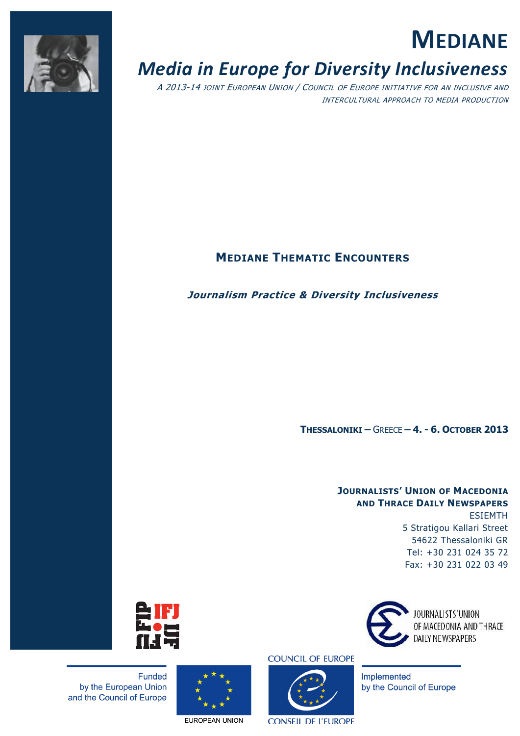# MEDIANE

## *Media in Europe for Diversity Inclusiveness*

*A 2013-14 JOINT EUROPEAN UNION / COUNCIL OF EUROPE INITIATIVE FOR AN INCLUSIVE AND INTERCULTURAL APPROACH TO MEDIA PRODUCTION*

## MEDIANE THEMATIC ENCOUNTERS

***Journalism Practice & Diversity Inclusiveness***

**THESSALONIKI** – GREECE – **4. - 6. OCTOBER 2013**

**JOURNALISTS' UNION OF MACEDONIA AND THRACE DAILY NEWSPAPERS**
ESIEMTH
5 Stratigou Kallari Street
54622 Thessaloniki GR
Tel: +30 231 024 35 72
Fax: +30 231 022 03 49

IFJ FIP IJF

JOURNALISTS' UNION OF MACEDONIA AND THRACE DAILY NEWSPAPERS

Funded by the European Union and the Council of Europe

EUROPEAN UNION

COUNCIL OF EUROPE
CONSEIL DE L'EUROPE

Implemented by the Council of Europe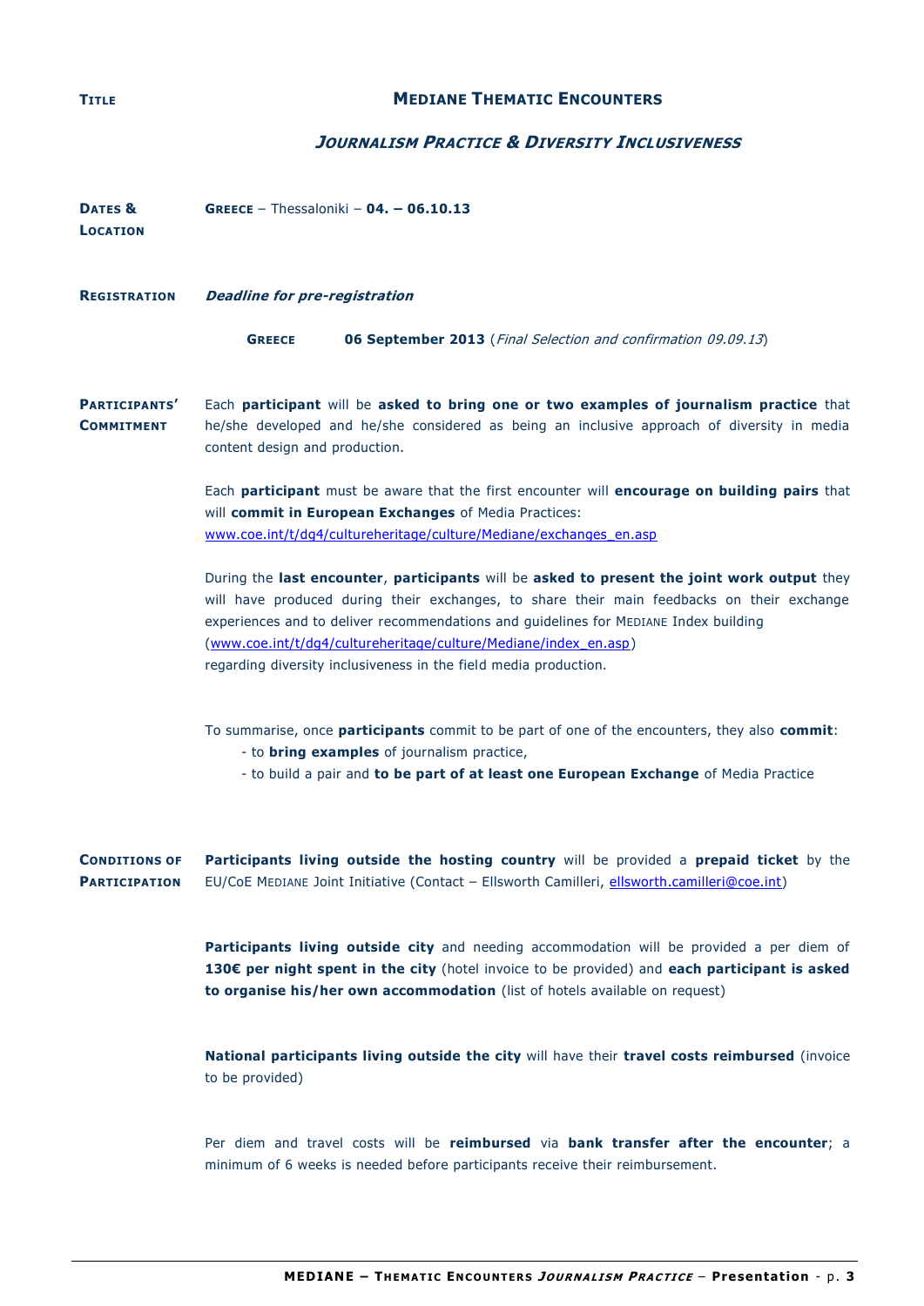**TITLE** — **MEDIANE THEMATIC ENCOUNTERS**

***JOURNALISM PRACTICE & DIVERSITY INCLUSIVENESS***

**DATES & LOCATION**

**GREECE** – Thessaloniki – **04. – 06.10.13**

**REGISTRATION**

***Deadline for pre-registration***

**GREECE** **06 September 2013** (*Final Selection and confirmation 09.09.13*)

**PARTICIPANTS' COMMITMENT**

Each **participant** will be **asked to bring one or two examples of journalism practice** that he/she developed and he/she considered as being an inclusive approach of diversity in media content design and production.

Each **participant** must be aware that the first encounter will **encourage on building pairs** that will **commit in European Exchanges** of Media Practices: [www.coe.int/t/dg4/cultureheritage/culture/Mediane/exchanges_en.asp](www.coe.int/t/dg4/cultureheritage/culture/Mediane/exchanges_en.asp)

During the **last encounter**, **participants** will be **asked to present the joint work output** they will have produced during their exchanges, to share their main feedbacks on their exchange experiences and to deliver recommendations and guidelines for MEDIANE Index building ([www.coe.int/t/dg4/cultureheritage/culture/Mediane/index_en.asp](www.coe.int/t/dg4/cultureheritage/culture/Mediane/index_en.asp)) regarding diversity inclusiveness in the field media production.

To summarise, once **participants** commit to be part of one of the encounters, they also **commit**:
- to **bring examples** of journalism practice,
- to build a pair and **to be part of at least one European Exchange** of Media Practice

**CONDITIONS OF PARTICIPATION**

**Participants living outside the hosting country** will be provided a **prepaid ticket** by the EU/CoE MEDIANE Joint Initiative (Contact – Ellsworth Camilleri, [ellsworth.camilleri@coe.int](mailto:ellsworth.camilleri@coe.int))

**Participants living outside city** and needing accommodation will be provided a per diem of **130€ per night spent in the city** (hotel invoice to be provided) and **each participant is asked to organise his/her own accommodation** (list of hotels available on request)

**National participants living outside the city** will have their **travel costs reimbursed** (invoice to be provided)

Per diem and travel costs will be **reimbursed** via **bank transfer after the encounter**; a minimum of 6 weeks is needed before participants receive their reimbursement.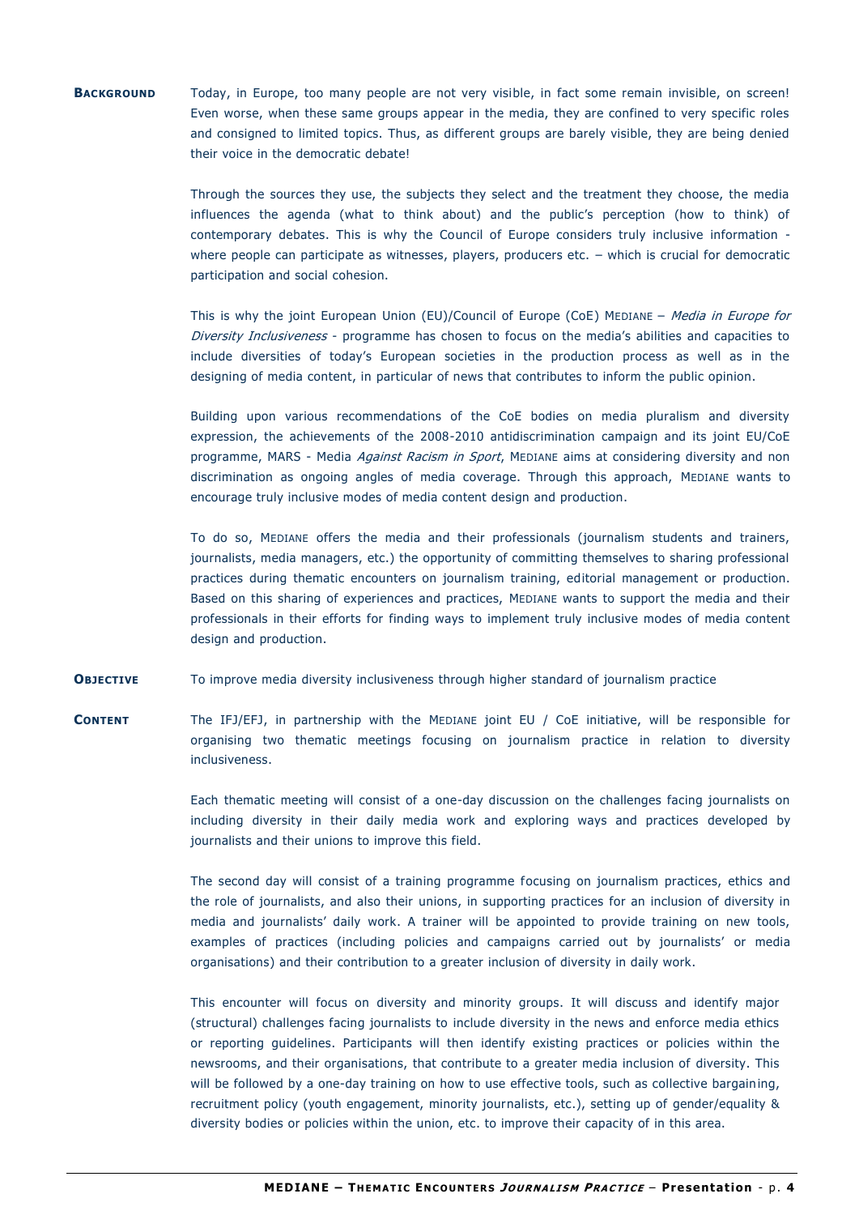**BACKGROUND**

Today, in Europe, too many people are not very visible, in fact some remain invisible, on screen! Even worse, when these same groups appear in the media, they are confined to very specific roles and consigned to limited topics. Thus, as different groups are barely visible, they are being denied their voice in the democratic debate!

Through the sources they use, the subjects they select and the treatment they choose, the media influences the agenda (what to think about) and the public's perception (how to think) of contemporary debates. This is why the Council of Europe considers truly inclusive information - where people can participate as witnesses, players, producers etc. – which is crucial for democratic participation and social cohesion.

This is why the joint European Union (EU)/Council of Europe (CoE) MEDIANE – *Media in Europe for Diversity Inclusiveness* - programme has chosen to focus on the media's abilities and capacities to include diversities of today's European societies in the production process as well as in the designing of media content, in particular of news that contributes to inform the public opinion.

Building upon various recommendations of the CoE bodies on media pluralism and diversity expression, the achievements of the 2008-2010 antidiscrimination campaign and its joint EU/CoE programme, MARS - Media *Against Racism in Sport*, MEDIANE aims at considering diversity and non discrimination as ongoing angles of media coverage. Through this approach, MEDIANE wants to encourage truly inclusive modes of media content design and production.

To do so, MEDIANE offers the media and their professionals (journalism students and trainers, journalists, media managers, etc.) the opportunity of committing themselves to sharing professional practices during thematic encounters on journalism training, editorial management or production. Based on this sharing of experiences and practices, MEDIANE wants to support the media and their professionals in their efforts for finding ways to implement truly inclusive modes of media content design and production.

**OBJECTIVE**

To improve media diversity inclusiveness through higher standard of journalism practice

**CONTENT**

The IFJ/EFJ, in partnership with the MEDIANE joint EU / CoE initiative, will be responsible for organising two thematic meetings focusing on journalism practice in relation to diversity inclusiveness.

Each thematic meeting will consist of a one-day discussion on the challenges facing journalists on including diversity in their daily media work and exploring ways and practices developed by journalists and their unions to improve this field.

The second day will consist of a training programme focusing on journalism practices, ethics and the role of journalists, and also their unions, in supporting practices for an inclusion of diversity in media and journalists' daily work. A trainer will be appointed to provide training on new tools, examples of practices (including policies and campaigns carried out by journalists' or media organisations) and their contribution to a greater inclusion of diversity in daily work.

This encounter will focus on diversity and minority groups. It will discuss and identify major (structural) challenges facing journalists to include diversity in the news and enforce media ethics or reporting guidelines. Participants will then identify existing practices or policies within the newsrooms, and their organisations, that contribute to a greater media inclusion of diversity. This will be followed by a one-day training on how to use effective tools, such as collective bargaining, recruitment policy (youth engagement, minority journalists, etc.), setting up of gender/equality & diversity bodies or policies within the union, etc. to improve their capacity of in this area.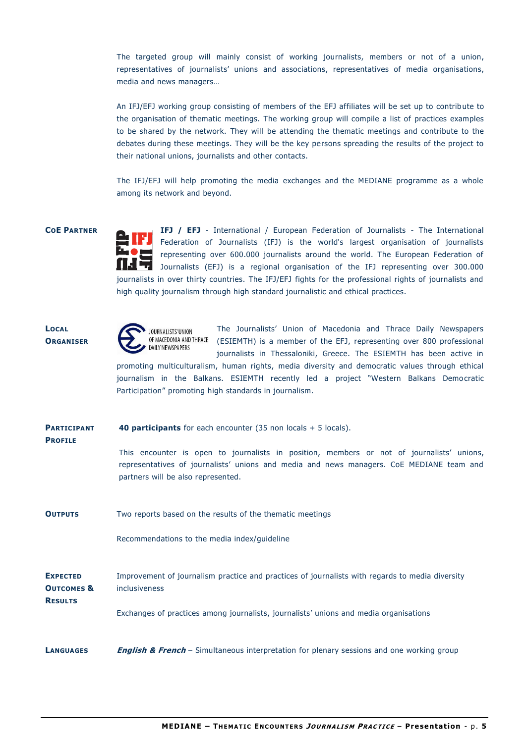The targeted group will mainly consist of working journalists, members or not of a union, representatives of journalists' unions and associations, representatives of media organisations, media and news managers…

An IFJ/EFJ working group consisting of members of the EFJ affiliates will be set up to contribute to the organisation of thematic meetings. The working group will compile a list of practices examples to be shared by the network. They will be attending the thematic meetings and contribute to the debates during these meetings. They will be the key persons spreading the results of the project to their national unions, journalists and other contacts.

The IFJ/EFJ will help promoting the media exchanges and the MEDIANE programme as a whole among its network and beyond.

**CoE Partner**

**IFJ / EFJ** - International / European Federation of Journalists - The International Federation of Journalists (IFJ) is the world's largest organisation of journalists representing over 600.000 journalists around the world. The European Federation of Journalists (EFJ) is a regional organisation of the IFJ representing over 300.000 journalists in over thirty countries. The IFJ/EFJ fights for the professional rights of journalists and high quality journalism through high standard journalistic and ethical practices.

**Local Organiser**

The Journalists' Union of Macedonia and Thrace Daily Newspapers (ESIEMTH) is a member of the EFJ, representing over 800 professional journalists in Thessaloniki, Greece. The ESIEMTH has been active in promoting multiculturalism, human rights, media diversity and democratic values through ethical journalism in the Balkans. ESIEMTH recently led a project "Western Balkans Democratic Participation" promoting high standards in journalism.

**Participant Profile**

**40 participants** for each encounter (35 non locals + 5 locals).

This encounter is open to journalists in position, members or not of journalists' unions, representatives of journalists' unions and media and news managers. CoE MEDIANE team and partners will be also represented.

**Outputs**

Two reports based on the results of the thematic meetings

Recommendations to the media index/guideline

**Expected Outcomes & Results**

Improvement of journalism practice and practices of journalists with regards to media diversity inclusiveness

Exchanges of practices among journalists, journalists' unions and media organisations

**Languages**

***English & French*** – Simultaneous interpretation for plenary sessions and one working group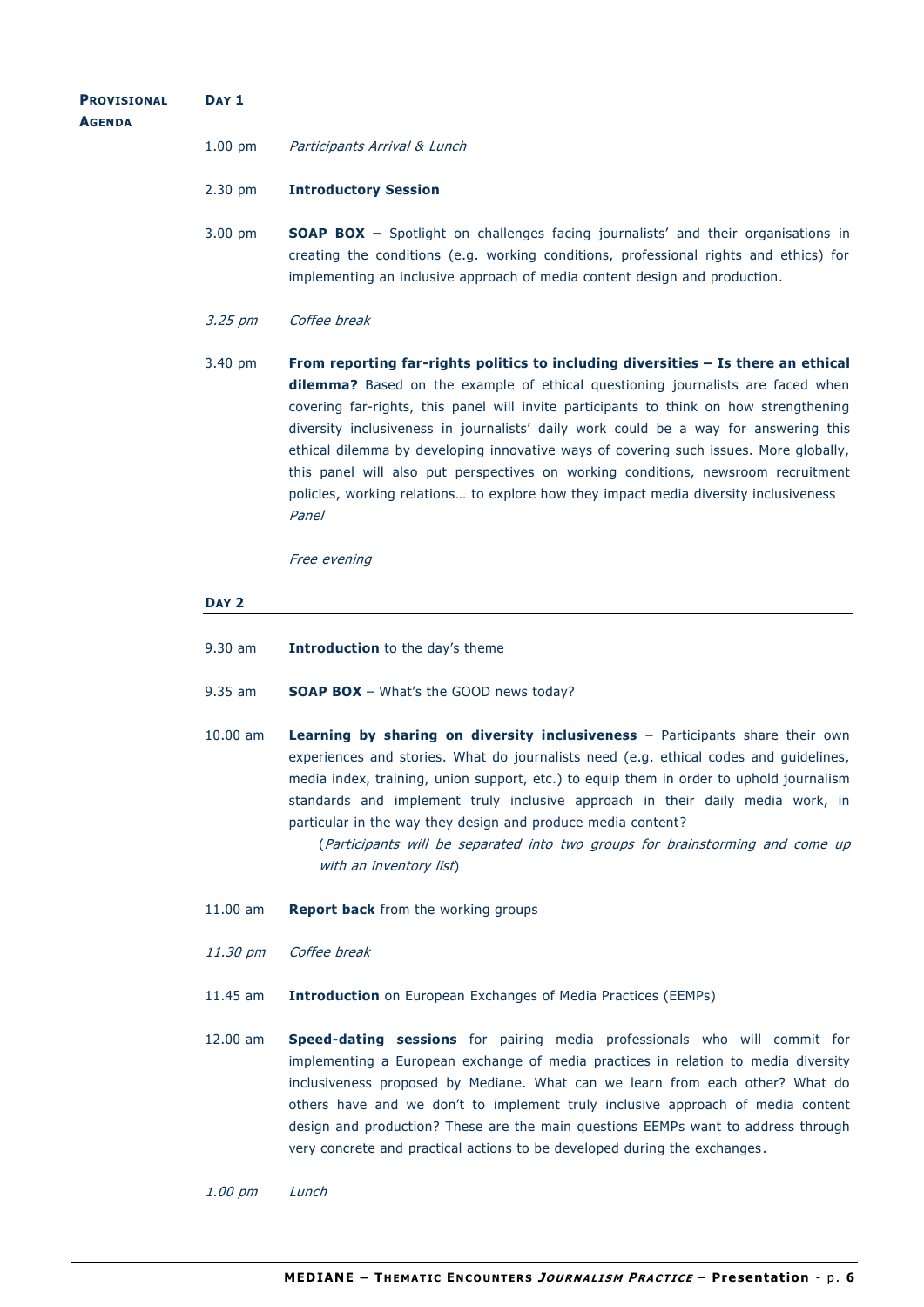**Provisional Agenda**

**Day 1**

1.00 pm *Participants Arrival & Lunch*

2.30 pm **Introductory Session**

3.00 pm **SOAP BOX –** Spotlight on challenges facing journalists' and their organisations in creating the conditions (e.g. working conditions, professional rights and ethics) for implementing an inclusive approach of media content design and production.

*3.25 pm* *Coffee break*

3.40 pm **From reporting far-rights politics to including diversities – Is there an ethical dilemma?** Based on the example of ethical questioning journalists are faced when covering far-rights, this panel will invite participants to think on how strengthening diversity inclusiveness in journalists' daily work could be a way for answering this ethical dilemma by developing innovative ways of covering such issues. More globally, this panel will also put perspectives on working conditions, newsroom recruitment policies, working relations… to explore how they impact media diversity inclusiveness
*Panel*

*Free evening*

**Day 2**

9.30 am **Introduction** to the day's theme

9.35 am **SOAP BOX** – What's the GOOD news today?

10.00 am **Learning by sharing on diversity inclusiveness** – Participants share their own experiences and stories. What do journalists need (e.g. ethical codes and guidelines, media index, training, union support, etc.) to equip them in order to uphold journalism standards and implement truly inclusive approach in their daily media work, in particular in the way they design and produce media content?
(*Participants will be separated into two groups for brainstorming and come up with an inventory list*)

11.00 am **Report back** from the working groups

*11.30 pm* *Coffee break*

11.45 am **Introduction** on European Exchanges of Media Practices (EEMPs)

12.00 am **Speed-dating sessions** for pairing media professionals who will commit for implementing a European exchange of media practices in relation to media diversity inclusiveness proposed by Mediane. What can we learn from each other? What do others have and we don't to implement truly inclusive approach of media content design and production? These are the main questions EEMPs want to address through very concrete and practical actions to be developed during the exchanges.

*1.00 pm* *Lunch*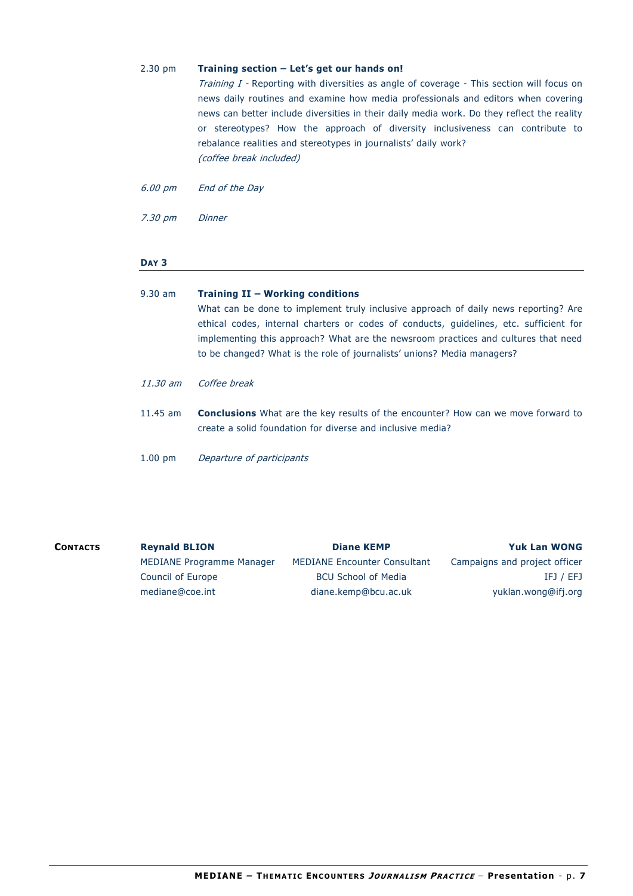2.30 pm **Training section – Let's get our hands on!**

*Training I* - Reporting with diversities as angle of coverage - This section will focus on news daily routines and examine how media professionals and editors when covering news can better include diversities in their daily media work. Do they reflect the reality or stereotypes? How the approach of diversity inclusiveness can contribute to rebalance realities and stereotypes in journalists' daily work?
*(coffee break included)*

*6.00 pm* *End of the Day*

*7.30 pm* *Dinner*

## DAY 3

9.30 am **Training II – Working conditions**

What can be done to implement truly inclusive approach of daily news reporting? Are ethical codes, internal charters or codes of conducts, guidelines, etc. sufficient for implementing this approach? What are the newsroom practices and cultures that need to be changed? What is the role of journalists' unions? Media managers?

*11.30 am* *Coffee break*

11.45 am **Conclusions** What are the key results of the encounter? How can we move forward to create a solid foundation for diverse and inclusive media?

1.00 pm *Departure of participants*

**CONTACTS**

**Reynald BLION**
MEDIANE Programme Manager
Council of Europe
mediane@coe.int

**Diane KEMP**
MEDIANE Encounter Consultant
BCU School of Media
diane.kemp@bcu.ac.uk

**Yuk Lan WONG**
Campaigns and project officer
IFJ / EFJ
yuklan.wong@ifj.org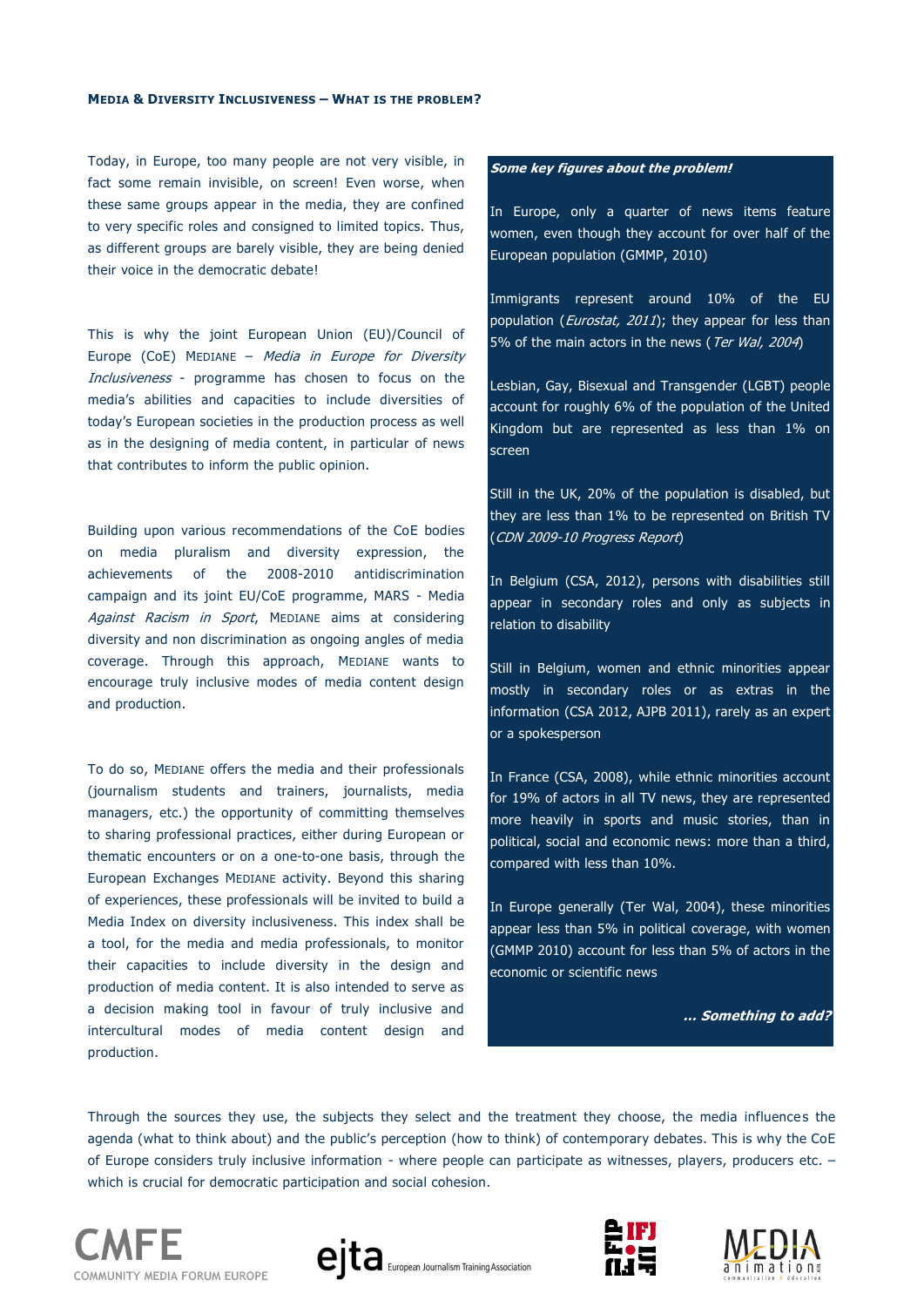## MEDIA & DIVERSITY INCLUSIVENESS – WHAT IS THE PROBLEM?

Today, in Europe, too many people are not very visible, in fact some remain invisible, on screen! Even worse, when these same groups appear in the media, they are confined to very specific roles and consigned to limited topics. Thus, as different groups are barely visible, they are being denied their voice in the democratic debate!

This is why the joint European Union (EU)/Council of Europe (CoE) MEDIANE – *Media in Europe for Diversity Inclusiveness* - programme has chosen to focus on the media's abilities and capacities to include diversities of today's European societies in the production process as well as in the designing of media content, in particular of news that contributes to inform the public opinion.

Building upon various recommendations of the CoE bodies on media pluralism and diversity expression, the achievements of the 2008-2010 antidiscrimination campaign and its joint EU/CoE programme, MARS - Media *Against Racism in Sport*, MEDIANE aims at considering diversity and non discrimination as ongoing angles of media coverage. Through this approach, MEDIANE wants to encourage truly inclusive modes of media content design and production.

To do so, MEDIANE offers the media and their professionals (journalism students and trainers, journalists, media managers, etc.) the opportunity of committing themselves to sharing professional practices, either during European or thematic encounters or on a one-to-one basis, through the European Exchanges MEDIANE activity. Beyond this sharing of experiences, these professionals will be invited to build a Media Index on diversity inclusiveness. This index shall be a tool, for the media and media professionals, to monitor their capacities to include diversity in the design and production of media content. It is also intended to serve as a decision making tool in favour of truly inclusive and intercultural modes of media content design and production.

***Some key figures about the problem!***

In Europe, only a quarter of news items feature women, even though they account for over half of the European population (GMMP, 2010)

Immigrants represent around 10% of the EU population (*Eurostat, 2011*); they appear for less than 5% of the main actors in the news (*Ter Wal, 2004*)

Lesbian, Gay, Bisexual and Transgender (LGBT) people account for roughly 6% of the population of the United Kingdom but are represented as less than 1% on screen

Still in the UK, 20% of the population is disabled, but they are less than 1% to be represented on British TV (*CDN 2009-10 Progress Report*)

In Belgium (CSA, 2012), persons with disabilities still appear in secondary roles and only as subjects in relation to disability

Still in Belgium, women and ethnic minorities appear mostly in secondary roles or as extras in the information (CSA 2012, AJPB 2011), rarely as an expert or a spokesperson

In France (CSA, 2008), while ethnic minorities account for 19% of actors in all TV news, they are represented more heavily in sports and music stories, than in political, social and economic news: more than a third, compared with less than 10%.

In Europe generally (Ter Wal, 2004), these minorities appear less than 5% in political coverage, with women (GMMP 2010) account for less than 5% of actors in the economic or scientific news

***... Something to add?***

Through the sources they use, the subjects they select and the treatment they choose, the media influences the agenda (what to think about) and the public's perception (how to think) of contemporary debates. This is why the CoE of Europe considers truly inclusive information - where people can participate as witnesses, players, producers etc. – which is crucial for democratic participation and social cohesion.

CMFE COMMUNITY MEDIA FORUM EUROPE

ejta European Journalism Training Association

IFJ FIP

MEDIA animation